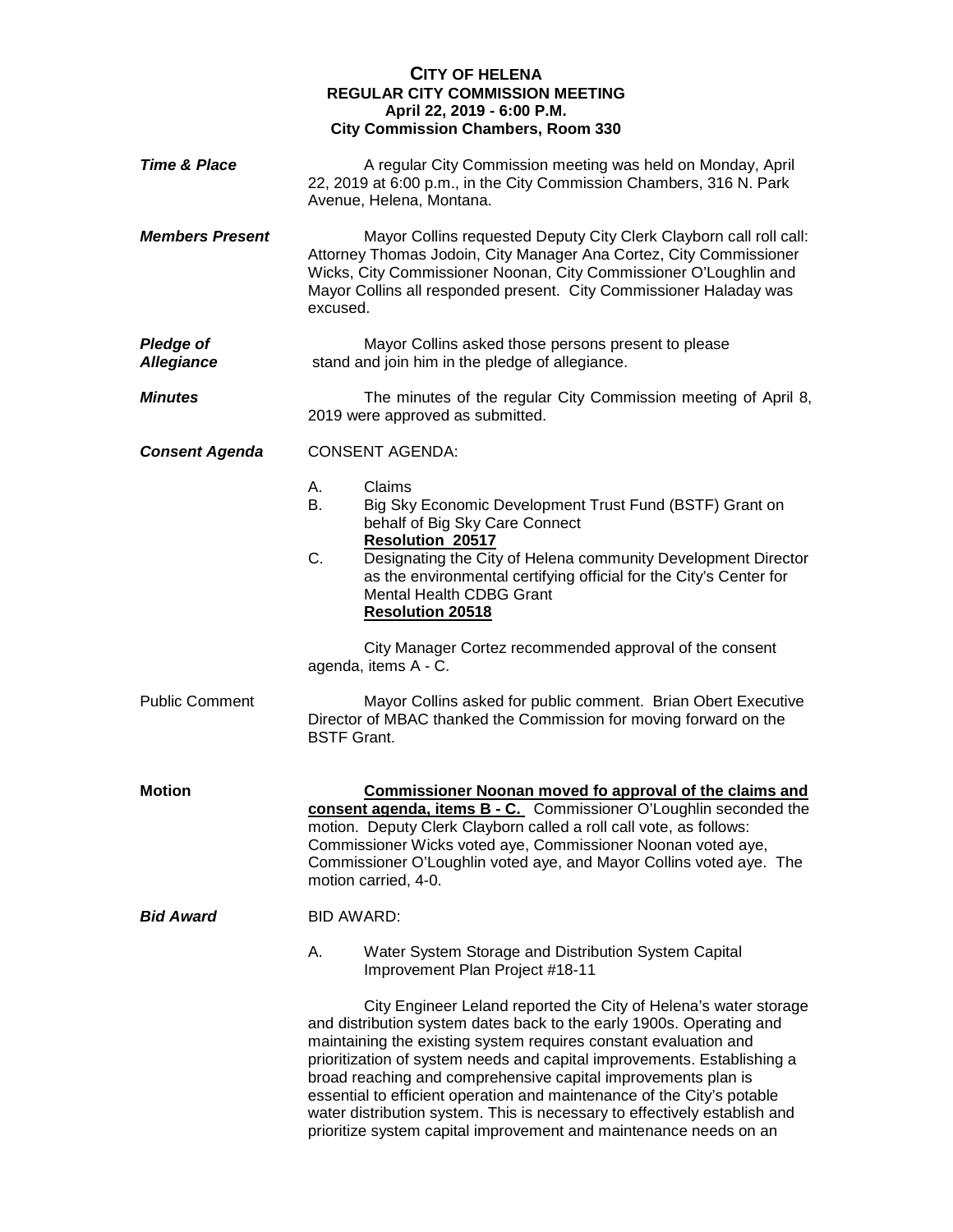# CITY OF HELENA
## REGULAR CITY COMMISSION MEETING
### April 22, 2019 - 6:00 P.M.
### City Commission Chambers, Room 330

***Time & Place***

A regular City Commission meeting was held on Monday, April 22, 2019 at 6:00 p.m., in the City Commission Chambers, 316 N. Park Avenue, Helena, Montana.

***Members Present***

Mayor Collins requested Deputy City Clerk Clayborn call roll call: Attorney Thomas Jodoin, City Manager Ana Cortez, City Commissioner Wicks, City Commissioner Noonan, City Commissioner O'Loughlin and Mayor Collins all responded present. City Commissioner Haladay was excused.

***Pledge of Allegiance***

Mayor Collins asked those persons present to please stand and join him in the pledge of allegiance.

***Minutes***

The minutes of the regular City Commission meeting of April 8, 2019 were approved as submitted.

***Consent Agenda***

CONSENT AGENDA:

A. Claims
B. Big Sky Economic Development Trust Fund (BSTF) Grant on behalf of Big Sky Care Connect
   **Resolution 20517**
C. Designating the City of Helena community Development Director as the environmental certifying official for the City's Center for Mental Health CDBG Grant
   **Resolution 20518**

City Manager Cortez recommended approval of the consent agenda, items A - C.

Public Comment

Mayor Collins asked for public comment. Brian Obert Executive Director of MBAC thanked the Commission for moving forward on the BSTF Grant.

**Motion**

**Commissioner Noonan moved fo approval of the claims and consent agenda, items B - C.** Commissioner O'Loughlin seconded the motion. Deputy Clerk Clayborn called a roll call vote, as follows: Commissioner Wicks voted aye, Commissioner Noonan voted aye, Commissioner O'Loughlin voted aye, and Mayor Collins voted aye. The motion carried, 4-0.

***Bid Award***

BID AWARD:

A. Water System Storage and Distribution System Capital Improvement Plan Project #18-11

City Engineer Leland reported the City of Helena's water storage and distribution system dates back to the early 1900s. Operating and maintaining the existing system requires constant evaluation and prioritization of system needs and capital improvements. Establishing a broad reaching and comprehensive capital improvements plan is essential to efficient operation and maintenance of the City's potable water distribution system. This is necessary to effectively establish and prioritize system capital improvement and maintenance needs on an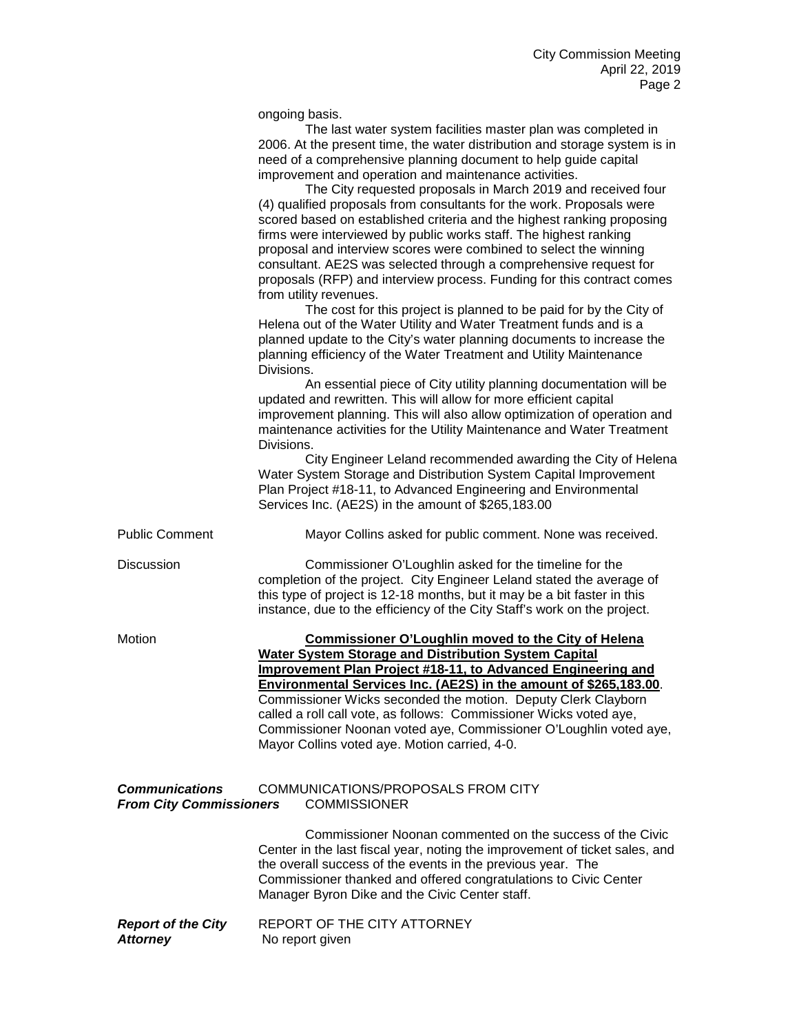ongoing basis.

The last water system facilities master plan was completed in 2006. At the present time, the water distribution and storage system is in need of a comprehensive planning document to help guide capital improvement and operation and maintenance activities.

The City requested proposals in March 2019 and received four (4) qualified proposals from consultants for the work. Proposals were scored based on established criteria and the highest ranking proposing firms were interviewed by public works staff. The highest ranking proposal and interview scores were combined to select the winning consultant. AE2S was selected through a comprehensive request for proposals (RFP) and interview process. Funding for this contract comes from utility revenues.

The cost for this project is planned to be paid for by the City of Helena out of the Water Utility and Water Treatment funds and is a planned update to the City's water planning documents to increase the planning efficiency of the Water Treatment and Utility Maintenance Divisions.

An essential piece of City utility planning documentation will be updated and rewritten. This will allow for more efficient capital improvement planning. This will also allow optimization of operation and maintenance activities for the Utility Maintenance and Water Treatment Divisions.

City Engineer Leland recommended awarding the City of Helena Water System Storage and Distribution System Capital Improvement Plan Project #18-11, to Advanced Engineering and Environmental Services Inc. (AE2S) in the amount of $265,183.00

Public Comment — Mayor Collins asked for public comment. None was received.

Discussion — Commissioner O'Loughlin asked for the timeline for the completion of the project. City Engineer Leland stated the average of this type of project is 12-18 months, but it may be a bit faster in this instance, due to the efficiency of the City Staff's work on the project.

Motion — **Commissioner O'Loughlin moved to the City of Helena Water System Storage and Distribution System Capital Improvement Plan Project #18-11, to Advanced Engineering and Environmental Services Inc. (AE2S) in the amount of $265,183.00**. Commissioner Wicks seconded the motion. Deputy Clerk Clayborn called a roll call vote, as follows: Commissioner Wicks voted aye, Commissioner Noonan voted aye, Commissioner O'Loughlin voted aye, Mayor Collins voted aye. Motion carried, 4-0.

***Communications From City Commissioners*** — COMMUNICATIONS/PROPOSALS FROM CITY COMMISSIONER

Commissioner Noonan commented on the success of the Civic Center in the last fiscal year, noting the improvement of ticket sales, and the overall success of the events in the previous year. The Commissioner thanked and offered congratulations to Civic Center Manager Byron Dike and the Civic Center staff.

***Report of the City Attorney*** — REPORT OF THE CITY ATTORNEY

No report given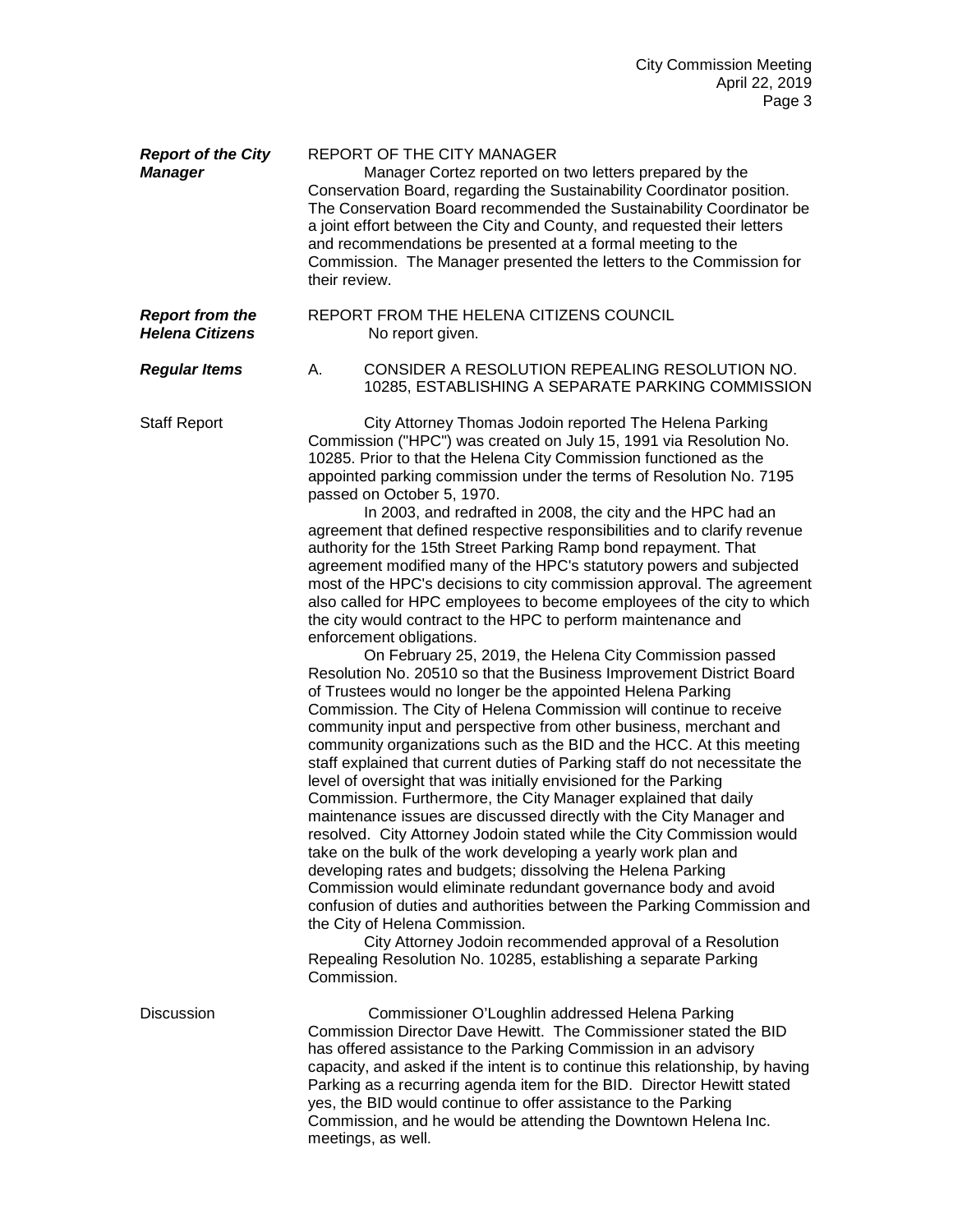***Report of the City Manager***

REPORT OF THE CITY MANAGER

Manager Cortez reported on two letters prepared by the Conservation Board, regarding the Sustainability Coordinator position. The Conservation Board recommended the Sustainability Coordinator be a joint effort between the City and County, and requested their letters and recommendations be presented at a formal meeting to the Commission. The Manager presented the letters to the Commission for their review.

***Report from the Helena Citizens***

REPORT FROM THE HELENA CITIZENS COUNCIL

No report given.

***Regular Items***

A. CONSIDER A RESOLUTION REPEALING RESOLUTION NO. 10285, ESTABLISHING A SEPARATE PARKING COMMISSION

Staff Report

City Attorney Thomas Jodoin reported The Helena Parking Commission ("HPC") was created on July 15, 1991 via Resolution No. 10285. Prior to that the Helena City Commission functioned as the appointed parking commission under the terms of Resolution No. 7195 passed on October 5, 1970.

In 2003, and redrafted in 2008, the city and the HPC had an agreement that defined respective responsibilities and to clarify revenue authority for the 15th Street Parking Ramp bond repayment. That agreement modified many of the HPC's statutory powers and subjected most of the HPC's decisions to city commission approval. The agreement also called for HPC employees to become employees of the city to which the city would contract to the HPC to perform maintenance and enforcement obligations.

On February 25, 2019, the Helena City Commission passed Resolution No. 20510 so that the Business Improvement District Board of Trustees would no longer be the appointed Helena Parking Commission. The City of Helena Commission will continue to receive community input and perspective from other business, merchant and community organizations such as the BID and the HCC. At this meeting staff explained that current duties of Parking staff do not necessitate the level of oversight that was initially envisioned for the Parking Commission. Furthermore, the City Manager explained that daily maintenance issues are discussed directly with the City Manager and resolved. City Attorney Jodoin stated while the City Commission would take on the bulk of the work developing a yearly work plan and developing rates and budgets; dissolving the Helena Parking Commission would eliminate redundant governance body and avoid confusion of duties and authorities between the Parking Commission and the City of Helena Commission.

City Attorney Jodoin recommended approval of a Resolution Repealing Resolution No. 10285, establishing a separate Parking Commission.

Discussion

Commissioner O'Loughlin addressed Helena Parking Commission Director Dave Hewitt. The Commissioner stated the BID has offered assistance to the Parking Commission in an advisory capacity, and asked if the intent is to continue this relationship, by having Parking as a recurring agenda item for the BID. Director Hewitt stated yes, the BID would continue to offer assistance to the Parking Commission, and he would be attending the Downtown Helena Inc. meetings, as well.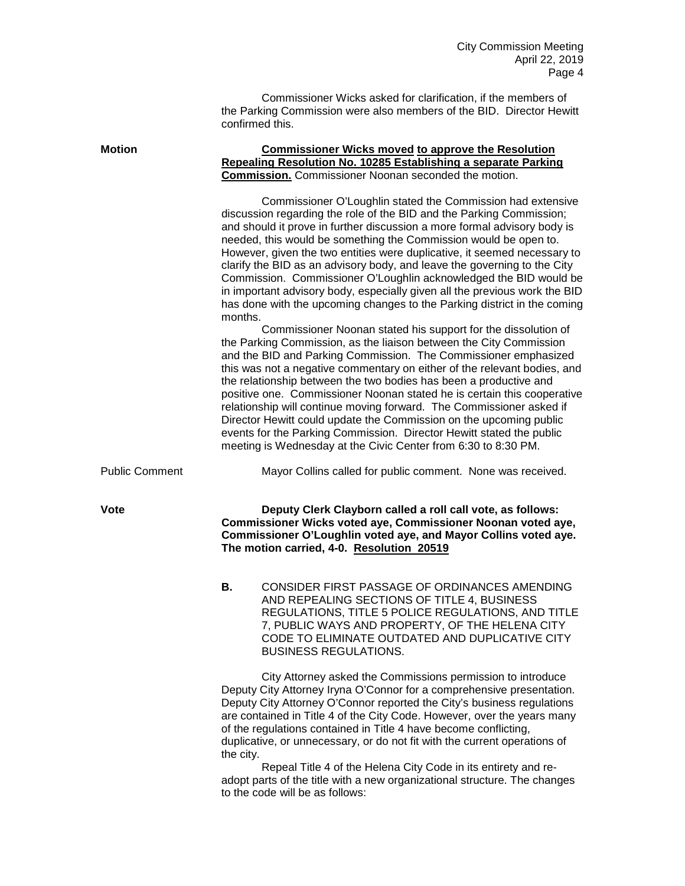Commissioner Wicks asked for clarification, if the members of the Parking Commission were also members of the BID. Director Hewitt confirmed this.

**Motion** — **Commissioner Wicks moved to approve the Resolution Repealing Resolution No. 10285 Establishing a separate Parking Commission.** Commissioner Noonan seconded the motion.

Commissioner O'Loughlin stated the Commission had extensive discussion regarding the role of the BID and the Parking Commission; and should it prove in further discussion a more formal advisory body is needed, this would be something the Commission would be open to. However, given the two entities were duplicative, it seemed necessary to clarify the BID as an advisory body, and leave the governing to the City Commission. Commissioner O'Loughlin acknowledged the BID would be in important advisory body, especially given all the previous work the BID has done with the upcoming changes to the Parking district in the coming months.

Commissioner Noonan stated his support for the dissolution of the Parking Commission, as the liaison between the City Commission and the BID and Parking Commission. The Commissioner emphasized this was not a negative commentary on either of the relevant bodies, and the relationship between the two bodies has been a productive and positive one. Commissioner Noonan stated he is certain this cooperative relationship will continue moving forward. The Commissioner asked if Director Hewitt could update the Commission on the upcoming public events for the Parking Commission. Director Hewitt stated the public meeting is Wednesday at the Civic Center from 6:30 to 8:30 PM.

Public Comment — Mayor Collins called for public comment. None was received.

**Vote** — **Deputy Clerk Clayborn called a roll call vote, as follows: Commissioner Wicks voted aye, Commissioner Noonan voted aye, Commissioner O'Loughlin voted aye, and Mayor Collins voted aye. The motion carried, 4-0. Resolution 20519**

**B.** CONSIDER FIRST PASSAGE OF ORDINANCES AMENDING AND REPEALING SECTIONS OF TITLE 4, BUSINESS REGULATIONS, TITLE 5 POLICE REGULATIONS, AND TITLE 7, PUBLIC WAYS AND PROPERTY, OF THE HELENA CITY CODE TO ELIMINATE OUTDATED AND DUPLICATIVE CITY BUSINESS REGULATIONS.

City Attorney asked the Commissions permission to introduce Deputy City Attorney Iryna O'Connor for a comprehensive presentation. Deputy City Attorney O'Connor reported the City's business regulations are contained in Title 4 of the City Code. However, over the years many of the regulations contained in Title 4 have become conflicting, duplicative, or unnecessary, or do not fit with the current operations of the city.

Repeal Title 4 of the Helena City Code in its entirety and re-adopt parts of the title with a new organizational structure. The changes to the code will be as follows: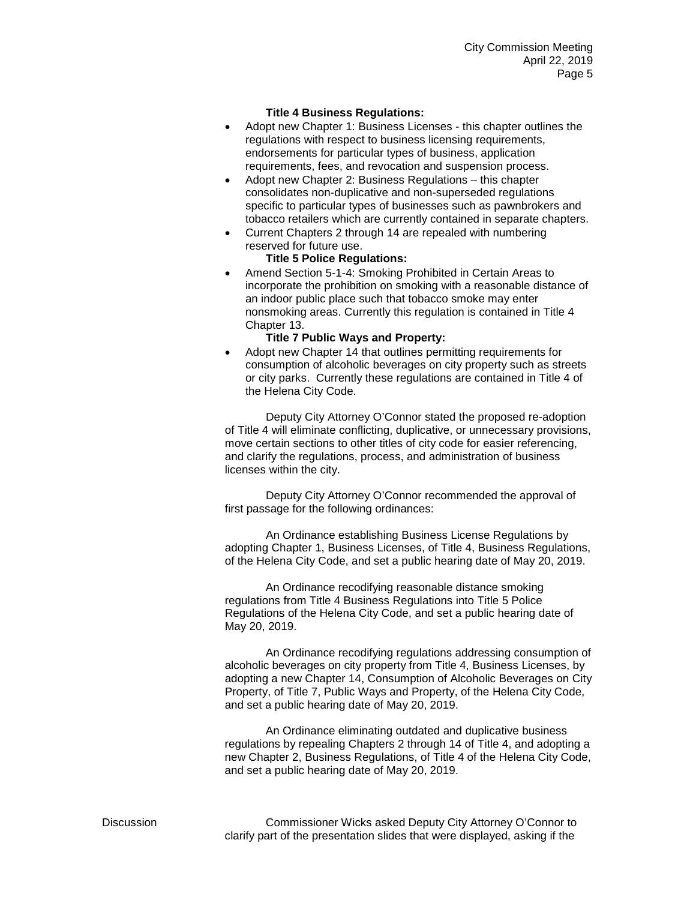**Title 4 Business Regulations:**

- Adopt new Chapter 1: Business Licenses - this chapter outlines the regulations with respect to business licensing requirements, endorsements for particular types of business, application requirements, fees, and revocation and suspension process.
- Adopt new Chapter 2: Business Regulations – this chapter consolidates non-duplicative and non-superseded regulations specific to particular types of businesses such as pawnbrokers and tobacco retailers which are currently contained in separate chapters.
- Current Chapters 2 through 14 are repealed with numbering reserved for future use.

**Title 5 Police Regulations:**

- Amend Section 5-1-4: Smoking Prohibited in Certain Areas to incorporate the prohibition on smoking with a reasonable distance of an indoor public place such that tobacco smoke may enter nonsmoking areas. Currently this regulation is contained in Title 4 Chapter 13.

**Title 7 Public Ways and Property:**

- Adopt new Chapter 14 that outlines permitting requirements for consumption of alcoholic beverages on city property such as streets or city parks. Currently these regulations are contained in Title 4 of the Helena City Code.

Deputy City Attorney O'Connor stated the proposed re-adoption of Title 4 will eliminate conflicting, duplicative, or unnecessary provisions, move certain sections to other titles of city code for easier referencing, and clarify the regulations, process, and administration of business licenses within the city.

Deputy City Attorney O'Connor recommended the approval of first passage for the following ordinances:

An Ordinance establishing Business License Regulations by adopting Chapter 1, Business Licenses, of Title 4, Business Regulations, of the Helena City Code, and set a public hearing date of May 20, 2019.

An Ordinance recodifying reasonable distance smoking regulations from Title 4 Business Regulations into Title 5 Police Regulations of the Helena City Code, and set a public hearing date of May 20, 2019.

An Ordinance recodifying regulations addressing consumption of alcoholic beverages on city property from Title 4, Business Licenses, by adopting a new Chapter 14, Consumption of Alcoholic Beverages on City Property, of Title 7, Public Ways and Property, of the Helena City Code, and set a public hearing date of May 20, 2019.

An Ordinance eliminating outdated and duplicative business regulations by repealing Chapters 2 through 14 of Title 4, and adopting a new Chapter 2, Business Regulations, of Title 4 of the Helena City Code, and set a public hearing date of May 20, 2019.

Discussion

Commissioner Wicks asked Deputy City Attorney O'Connor to clarify part of the presentation slides that were displayed, asking if the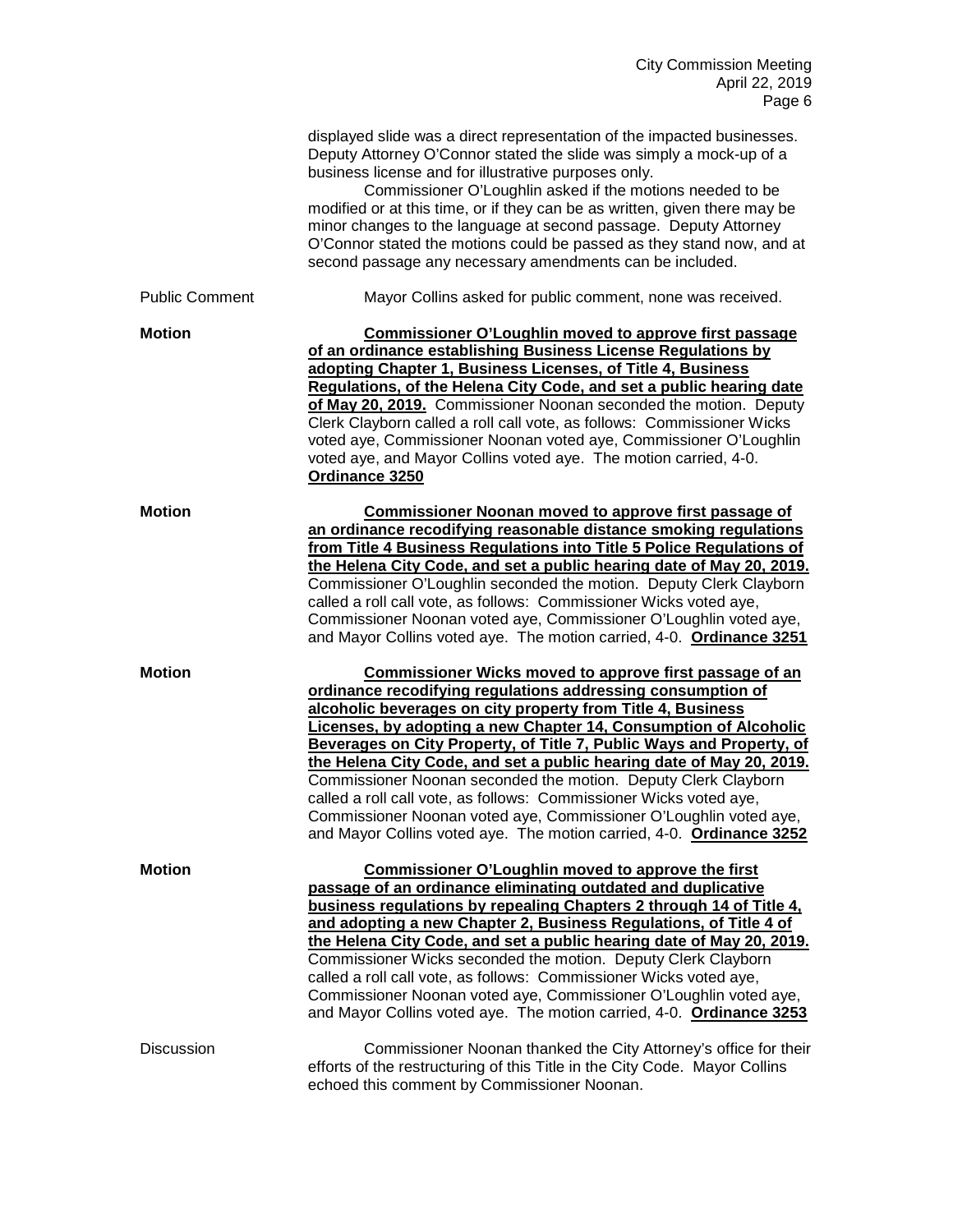displayed slide was a direct representation of the impacted businesses. Deputy Attorney O'Connor stated the slide was simply a mock-up of a business license and for illustrative purposes only.

Commissioner O'Loughlin asked if the motions needed to be modified or at this time, or if they can be as written, given there may be minor changes to the language at second passage. Deputy Attorney O'Connor stated the motions could be passed as they stand now, and at second passage any necessary amendments can be included.

Public Comment

Mayor Collins asked for public comment, none was received.

**Motion**

**Commissioner O'Loughlin moved to approve first passage of an ordinance establishing Business License Regulations by adopting Chapter 1, Business Licenses, of Title 4, Business Regulations, of the Helena City Code, and set a public hearing date of May 20, 2019.** Commissioner Noonan seconded the motion. Deputy Clerk Clayborn called a roll call vote, as follows: Commissioner Wicks voted aye, Commissioner Noonan voted aye, Commissioner O'Loughlin voted aye, and Mayor Collins voted aye. The motion carried, 4-0. **Ordinance 3250**

**Motion**

**Commissioner Noonan moved to approve first passage of an ordinance recodifying reasonable distance smoking regulations from Title 4 Business Regulations into Title 5 Police Regulations of the Helena City Code, and set a public hearing date of May 20, 2019.** Commissioner O'Loughlin seconded the motion. Deputy Clerk Clayborn called a roll call vote, as follows: Commissioner Wicks voted aye, Commissioner Noonan voted aye, Commissioner O'Loughlin voted aye, and Mayor Collins voted aye. The motion carried, 4-0. **Ordinance 3251**

**Motion**

**Commissioner Wicks moved to approve first passage of an ordinance recodifying regulations addressing consumption of alcoholic beverages on city property from Title 4, Business Licenses, by adopting a new Chapter 14, Consumption of Alcoholic Beverages on City Property, of Title 7, Public Ways and Property, of the Helena City Code, and set a public hearing date of May 20, 2019.** Commissioner Noonan seconded the motion. Deputy Clerk Clayborn called a roll call vote, as follows: Commissioner Wicks voted aye, Commissioner Noonan voted aye, Commissioner O'Loughlin voted aye, and Mayor Collins voted aye. The motion carried, 4-0. **Ordinance 3252**

**Motion**

**Commissioner O'Loughlin moved to approve the first passage of an ordinance eliminating outdated and duplicative business regulations by repealing Chapters 2 through 14 of Title 4, and adopting a new Chapter 2, Business Regulations, of Title 4 of the Helena City Code, and set a public hearing date of May 20, 2019.** Commissioner Wicks seconded the motion. Deputy Clerk Clayborn called a roll call vote, as follows: Commissioner Wicks voted aye, Commissioner Noonan voted aye, Commissioner O'Loughlin voted aye, and Mayor Collins voted aye. The motion carried, 4-0. **Ordinance 3253**

Discussion

Commissioner Noonan thanked the City Attorney's office for their efforts of the restructuring of this Title in the City Code. Mayor Collins echoed this comment by Commissioner Noonan.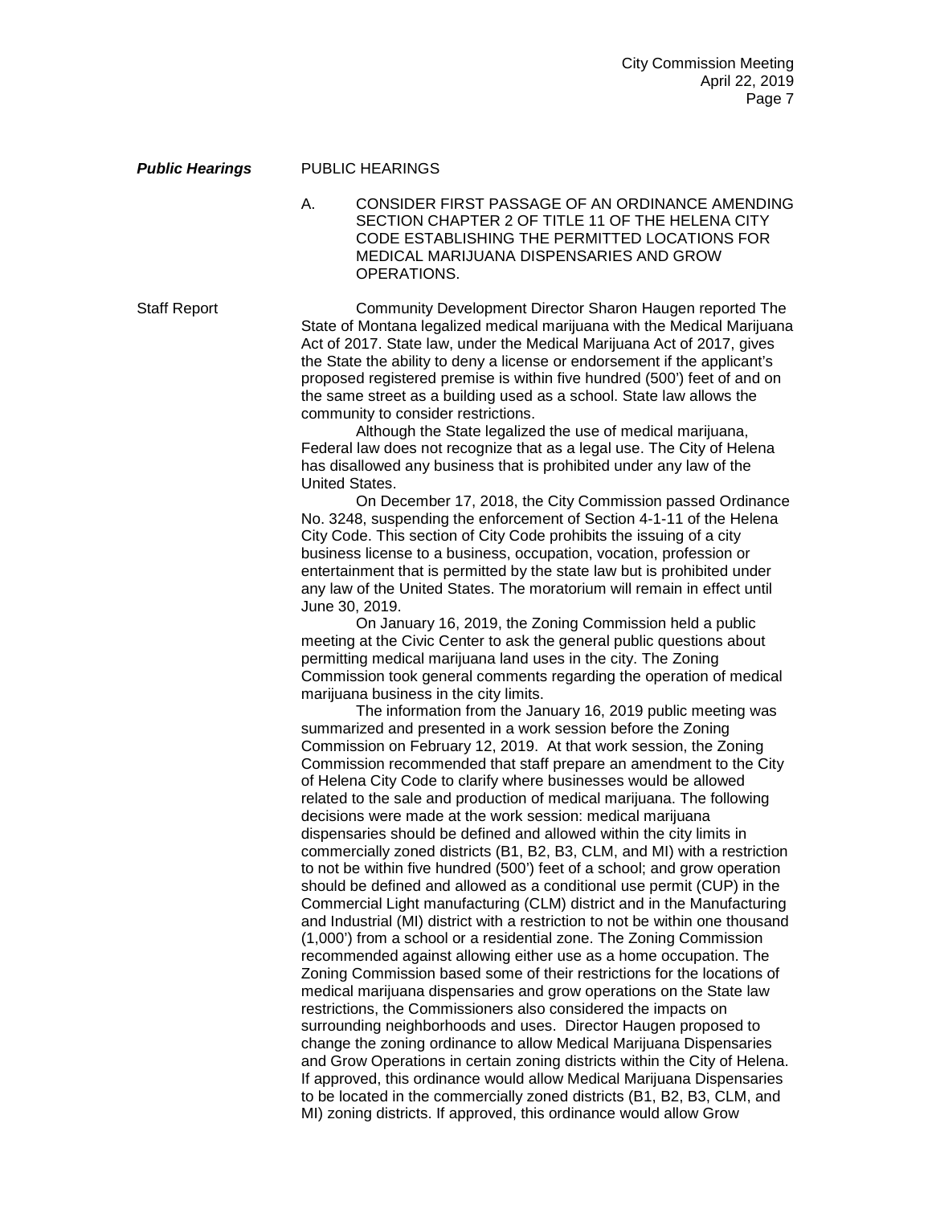***Public Hearings*** PUBLIC HEARINGS

A. CONSIDER FIRST PASSAGE OF AN ORDINANCE AMENDING SECTION CHAPTER 2 OF TITLE 11 OF THE HELENA CITY CODE ESTABLISHING THE PERMITTED LOCATIONS FOR MEDICAL MARIJUANA DISPENSARIES AND GROW OPERATIONS.

Staff Report

Community Development Director Sharon Haugen reported The State of Montana legalized medical marijuana with the Medical Marijuana Act of 2017. State law, under the Medical Marijuana Act of 2017, gives the State the ability to deny a license or endorsement if the applicant's proposed registered premise is within five hundred (500') feet of and on the same street as a building used as a school. State law allows the community to consider restrictions.

Although the State legalized the use of medical marijuana, Federal law does not recognize that as a legal use. The City of Helena has disallowed any business that is prohibited under any law of the United States.

On December 17, 2018, the City Commission passed Ordinance No. 3248, suspending the enforcement of Section 4-1-11 of the Helena City Code. This section of City Code prohibits the issuing of a city business license to a business, occupation, vocation, profession or entertainment that is permitted by the state law but is prohibited under any law of the United States. The moratorium will remain in effect until June 30, 2019.

On January 16, 2019, the Zoning Commission held a public meeting at the Civic Center to ask the general public questions about permitting medical marijuana land uses in the city. The Zoning Commission took general comments regarding the operation of medical marijuana business in the city limits.

The information from the January 16, 2019 public meeting was summarized and presented in a work session before the Zoning Commission on February 12, 2019. At that work session, the Zoning Commission recommended that staff prepare an amendment to the City of Helena City Code to clarify where businesses would be allowed related to the sale and production of medical marijuana. The following decisions were made at the work session: medical marijuana dispensaries should be defined and allowed within the city limits in commercially zoned districts (B1, B2, B3, CLM, and MI) with a restriction to not be within five hundred (500') feet of a school; and grow operation should be defined and allowed as a conditional use permit (CUP) in the Commercial Light manufacturing (CLM) district and in the Manufacturing and Industrial (MI) district with a restriction to not be within one thousand (1,000') from a school or a residential zone. The Zoning Commission recommended against allowing either use as a home occupation. The Zoning Commission based some of their restrictions for the locations of medical marijuana dispensaries and grow operations on the State law restrictions, the Commissioners also considered the impacts on surrounding neighborhoods and uses. Director Haugen proposed to change the zoning ordinance to allow Medical Marijuana Dispensaries and Grow Operations in certain zoning districts within the City of Helena. If approved, this ordinance would allow Medical Marijuana Dispensaries to be located in the commercially zoned districts (B1, B2, B3, CLM, and MI) zoning districts. If approved, this ordinance would allow Grow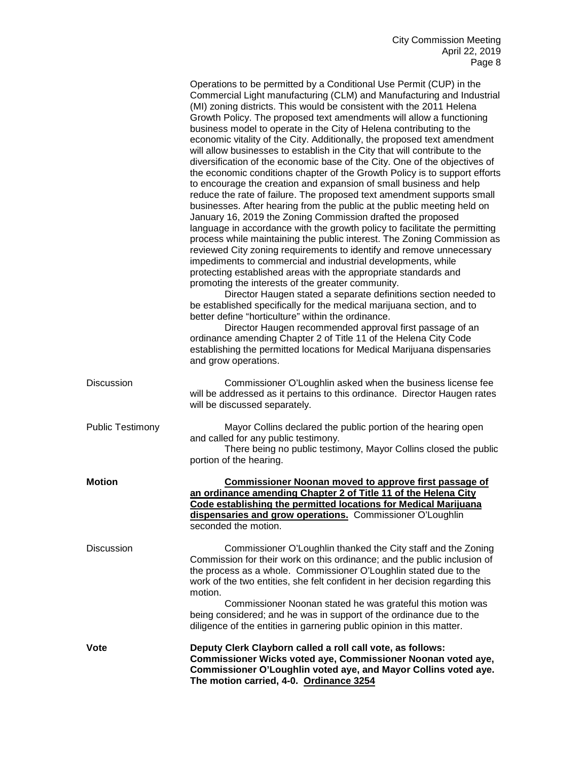Operations to be permitted by a Conditional Use Permit (CUP) in the Commercial Light manufacturing (CLM) and Manufacturing and Industrial (MI) zoning districts. This would be consistent with the 2011 Helena Growth Policy. The proposed text amendments will allow a functioning business model to operate in the City of Helena contributing to the economic vitality of the City. Additionally, the proposed text amendment will allow businesses to establish in the City that will contribute to the diversification of the economic base of the City. One of the objectives of the economic conditions chapter of the Growth Policy is to support efforts to encourage the creation and expansion of small business and help reduce the rate of failure. The proposed text amendment supports small businesses. After hearing from the public at the public meeting held on January 16, 2019 the Zoning Commission drafted the proposed language in accordance with the growth policy to facilitate the permitting process while maintaining the public interest. The Zoning Commission as reviewed City zoning requirements to identify and remove unnecessary impediments to commercial and industrial developments, while protecting established areas with the appropriate standards and promoting the interests of the greater community.

Director Haugen stated a separate definitions section needed to be established specifically for the medical marijuana section, and to better define "horticulture" within the ordinance.

Director Haugen recommended approval first passage of an ordinance amending Chapter 2 of Title 11 of the Helena City Code establishing the permitted locations for Medical Marijuana dispensaries and grow operations.

Discussion

Commissioner O'Loughlin asked when the business license fee will be addressed as it pertains to this ordinance. Director Haugen rates will be discussed separately.

Public Testimony

Mayor Collins declared the public portion of the hearing open and called for any public testimony.

There being no public testimony, Mayor Collins closed the public portion of the hearing.

**Motion**

**Commissioner Noonan moved to approve first passage of an ordinance amending Chapter 2 of Title 11 of the Helena City Code establishing the permitted locations for Medical Marijuana dispensaries and grow operations.** Commissioner O'Loughlin seconded the motion.

Discussion

Commissioner O'Loughlin thanked the City staff and the Zoning Commission for their work on this ordinance; and the public inclusion of the process as a whole. Commissioner O'Loughlin stated due to the work of the two entities, she felt confident in her decision regarding this motion.

Commissioner Noonan stated he was grateful this motion was being considered; and he was in support of the ordinance due to the diligence of the entities in garnering public opinion in this matter.

**Vote**

**Deputy Clerk Clayborn called a roll call vote, as follows: Commissioner Wicks voted aye, Commissioner Noonan voted aye, Commissioner O'Loughlin voted aye, and Mayor Collins voted aye. The motion carried, 4-0. Ordinance 3254**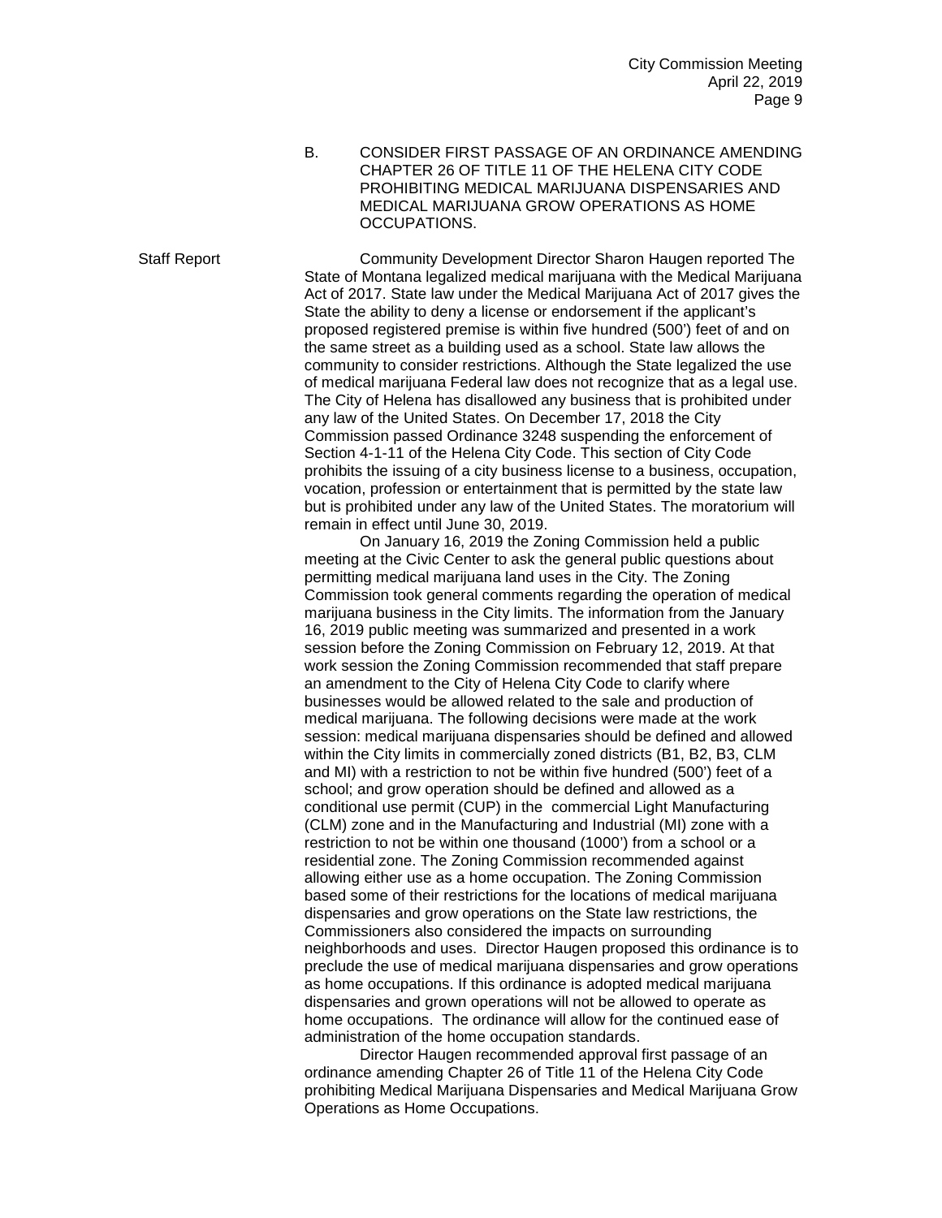B. CONSIDER FIRST PASSAGE OF AN ORDINANCE AMENDING CHAPTER 26 OF TITLE 11 OF THE HELENA CITY CODE PROHIBITING MEDICAL MARIJUANA DISPENSARIES AND MEDICAL MARIJUANA GROW OPERATIONS AS HOME OCCUPATIONS.

Staff Report

Community Development Director Sharon Haugen reported The State of Montana legalized medical marijuana with the Medical Marijuana Act of 2017. State law under the Medical Marijuana Act of 2017 gives the State the ability to deny a license or endorsement if the applicant's proposed registered premise is within five hundred (500') feet of and on the same street as a building used as a school. State law allows the community to consider restrictions. Although the State legalized the use of medical marijuana Federal law does not recognize that as a legal use. The City of Helena has disallowed any business that is prohibited under any law of the United States. On December 17, 2018 the City Commission passed Ordinance 3248 suspending the enforcement of Section 4-1-11 of the Helena City Code. This section of City Code prohibits the issuing of a city business license to a business, occupation, vocation, profession or entertainment that is permitted by the state law but is prohibited under any law of the United States. The moratorium will remain in effect until June 30, 2019.

On January 16, 2019 the Zoning Commission held a public meeting at the Civic Center to ask the general public questions about permitting medical marijuana land uses in the City. The Zoning Commission took general comments regarding the operation of medical marijuana business in the City limits. The information from the January 16, 2019 public meeting was summarized and presented in a work session before the Zoning Commission on February 12, 2019. At that work session the Zoning Commission recommended that staff prepare an amendment to the City of Helena City Code to clarify where businesses would be allowed related to the sale and production of medical marijuana. The following decisions were made at the work session: medical marijuana dispensaries should be defined and allowed within the City limits in commercially zoned districts (B1, B2, B3, CLM and MI) with a restriction to not be within five hundred (500') feet of a school; and grow operation should be defined and allowed as a conditional use permit (CUP) in the commercial Light Manufacturing (CLM) zone and in the Manufacturing and Industrial (MI) zone with a restriction to not be within one thousand (1000') from a school or a residential zone. The Zoning Commission recommended against allowing either use as a home occupation. The Zoning Commission based some of their restrictions for the locations of medical marijuana dispensaries and grow operations on the State law restrictions, the Commissioners also considered the impacts on surrounding neighborhoods and uses. Director Haugen proposed this ordinance is to preclude the use of medical marijuana dispensaries and grow operations as home occupations. If this ordinance is adopted medical marijuana dispensaries and grown operations will not be allowed to operate as home occupations. The ordinance will allow for the continued ease of administration of the home occupation standards.

Director Haugen recommended approval first passage of an ordinance amending Chapter 26 of Title 11 of the Helena City Code prohibiting Medical Marijuana Dispensaries and Medical Marijuana Grow Operations as Home Occupations.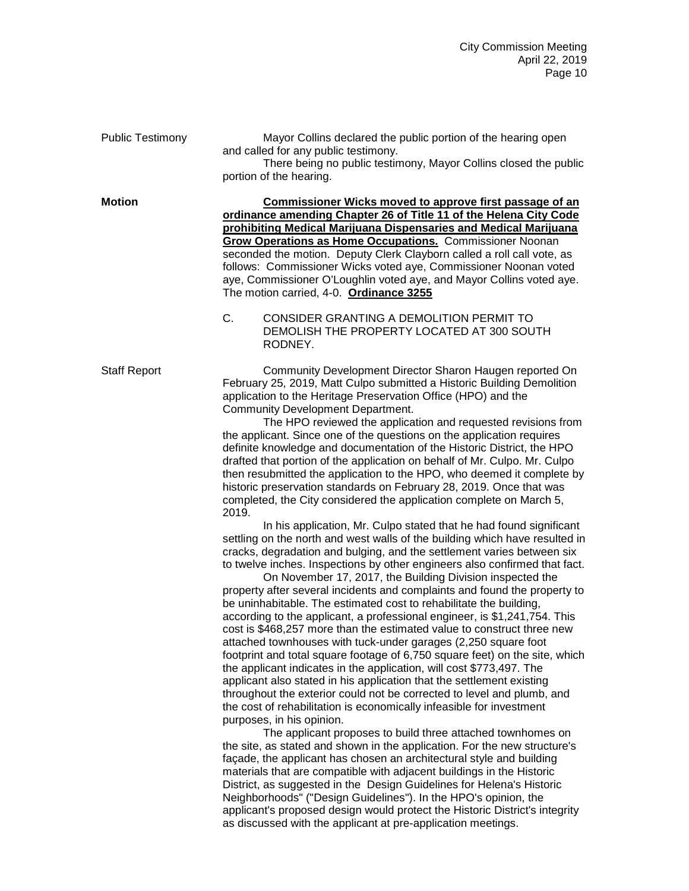**Public Testimony** Mayor Collins declared the public portion of the hearing open and called for any public testimony.

There being no public testimony, Mayor Collins closed the public portion of the hearing.

**Motion** **Commissioner Wicks moved to approve first passage of an ordinance amending Chapter 26 of Title 11 of the Helena City Code prohibiting Medical Marijuana Dispensaries and Medical Marijuana Grow Operations as Home Occupations.** Commissioner Noonan seconded the motion. Deputy Clerk Clayborn called a roll call vote, as follows: Commissioner Wicks voted aye, Commissioner Noonan voted aye, Commissioner O'Loughlin voted aye, and Mayor Collins voted aye. The motion carried, 4-0. **Ordinance 3255**

C. CONSIDER GRANTING A DEMOLITION PERMIT TO DEMOLISH THE PROPERTY LOCATED AT 300 SOUTH RODNEY.

**Staff Report** Community Development Director Sharon Haugen reported On February 25, 2019, Matt Culpo submitted a Historic Building Demolition application to the Heritage Preservation Office (HPO) and the Community Development Department.

The HPO reviewed the application and requested revisions from the applicant. Since one of the questions on the application requires definite knowledge and documentation of the Historic District, the HPO drafted that portion of the application on behalf of Mr. Culpo. Mr. Culpo then resubmitted the application to the HPO, who deemed it complete by historic preservation standards on February 28, 2019. Once that was completed, the City considered the application complete on March 5, 2019.

In his application, Mr. Culpo stated that he had found significant settling on the north and west walls of the building which have resulted in cracks, degradation and bulging, and the settlement varies between six to twelve inches. Inspections by other engineers also confirmed that fact.

On November 17, 2017, the Building Division inspected the property after several incidents and complaints and found the property to be uninhabitable. The estimated cost to rehabilitate the building, according to the applicant, a professional engineer, is $1,241,754. This cost is $468,257 more than the estimated value to construct three new attached townhouses with tuck-under garages (2,250 square foot footprint and total square footage of 6,750 square feet) on the site, which the applicant indicates in the application, will cost $773,497. The applicant also stated in his application that the settlement existing throughout the exterior could not be corrected to level and plumb, and the cost of rehabilitation is economically infeasible for investment purposes, in his opinion.

The applicant proposes to build three attached townhomes on the site, as stated and shown in the application. For the new structure's façade, the applicant has chosen an architectural style and building materials that are compatible with adjacent buildings in the Historic District, as suggested in the Design Guidelines for Helena's Historic Neighborhoods" ("Design Guidelines"). In the HPO's opinion, the applicant's proposed design would protect the Historic District's integrity as discussed with the applicant at pre-application meetings.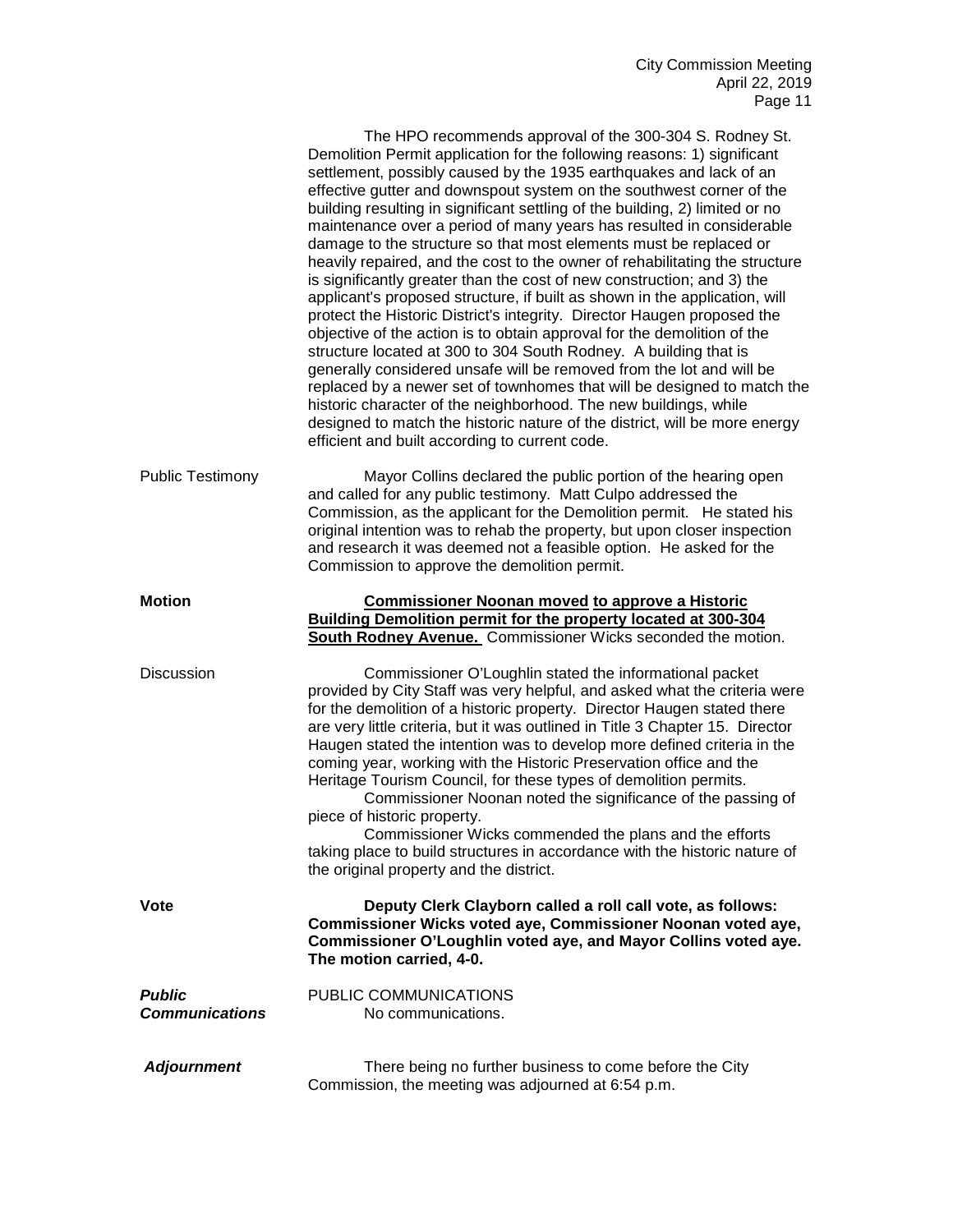The HPO recommends approval of the 300-304 S. Rodney St. Demolition Permit application for the following reasons: 1) significant settlement, possibly caused by the 1935 earthquakes and lack of an effective gutter and downspout system on the southwest corner of the building resulting in significant settling of the building, 2) limited or no maintenance over a period of many years has resulted in considerable damage to the structure so that most elements must be replaced or heavily repaired, and the cost to the owner of rehabilitating the structure is significantly greater than the cost of new construction; and 3) the applicant's proposed structure, if built as shown in the application, will protect the Historic District's integrity. Director Haugen proposed the objective of the action is to obtain approval for the demolition of the structure located at 300 to 304 South Rodney. A building that is generally considered unsafe will be removed from the lot and will be replaced by a newer set of townhomes that will be designed to match the historic character of the neighborhood. The new buildings, while designed to match the historic nature of the district, will be more energy efficient and built according to current code.

Public Testimony

Mayor Collins declared the public portion of the hearing open and called for any public testimony. Matt Culpo addressed the Commission, as the applicant for the Demolition permit. He stated his original intention was to rehab the property, but upon closer inspection and research it was deemed not a feasible option. He asked for the Commission to approve the demolition permit.

**Motion**

**Commissioner Noonan moved to approve a Historic Building Demolition permit for the property located at 300-304 South Rodney Avenue.** Commissioner Wicks seconded the motion.

Discussion

Commissioner O'Loughlin stated the informational packet provided by City Staff was very helpful, and asked what the criteria were for the demolition of a historic property. Director Haugen stated there are very little criteria, but it was outlined in Title 3 Chapter 15. Director Haugen stated the intention was to develop more defined criteria in the coming year, working with the Historic Preservation office and the Heritage Tourism Council, for these types of demolition permits.

Commissioner Noonan noted the significance of the passing of piece of historic property.

Commissioner Wicks commended the plans and the efforts taking place to build structures in accordance with the historic nature of the original property and the district.

**Vote**

**Deputy Clerk Clayborn called a roll call vote, as follows: Commissioner Wicks voted aye, Commissioner Noonan voted aye, Commissioner O'Loughlin voted aye, and Mayor Collins voted aye. The motion carried, 4-0.**

***Public Communications***

PUBLIC COMMUNICATIONS

No communications.

***Adjournment***

There being no further business to come before the City Commission, the meeting was adjourned at 6:54 p.m.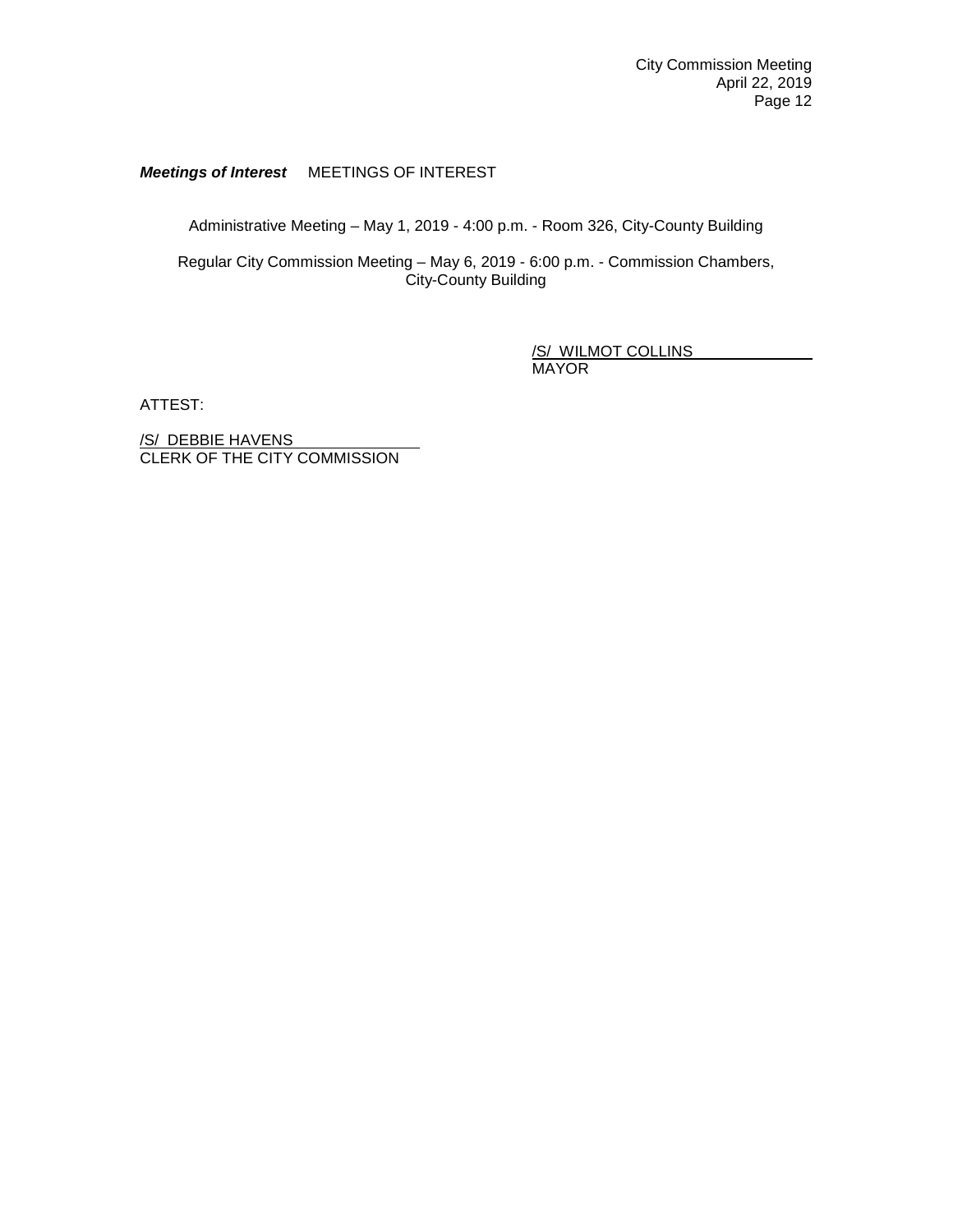***Meetings of Interest*** MEETINGS OF INTEREST

Administrative Meeting – May 1, 2019 - 4:00 p.m. - Room 326, City-County Building

Regular City Commission Meeting – May 6, 2019 - 6:00 p.m. - Commission Chambers, City-County Building

/S/ WILMOT COLLINS
MAYOR

ATTEST:

/S/ DEBBIE HAVENS
CLERK OF THE CITY COMMISSION